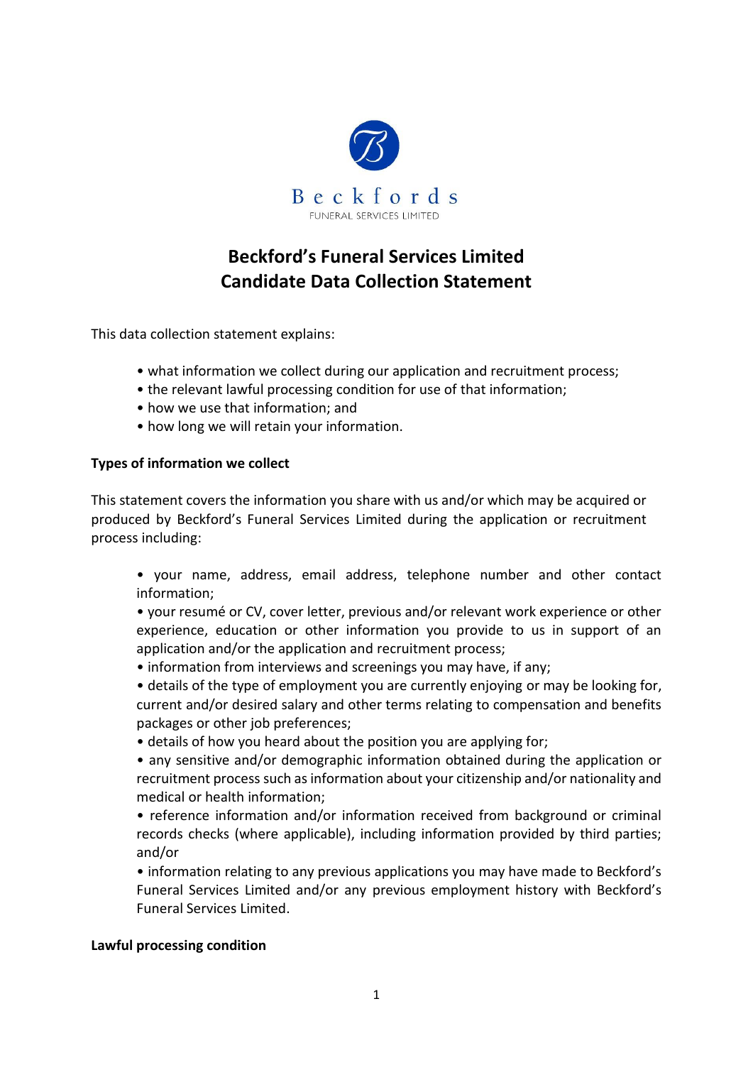Beckfords

FUNERAL SERVICES LIMITED

# Beckford's Funeral Services Limited
# Candidate Data Collection Statement

This data collection statement explains:

- what information we collect during our application and recruitment process;
- the relevant lawful processing condition for use of that information;
- how we use that information; and
- how long we will retain your information.

**Types of information we collect**

This statement covers the information you share with us and/or which may be acquired or produced by Beckford's Funeral Services Limited during the application or recruitment process including:

- your name, address, email address, telephone number and other contact information;
- your resumé or CV, cover letter, previous and/or relevant work experience or other experience, education or other information you provide to us in support of an application and/or the application and recruitment process;
- information from interviews and screenings you may have, if any;
- details of the type of employment you are currently enjoying or may be looking for, current and/or desired salary and other terms relating to compensation and benefits packages or other job preferences;
- details of how you heard about the position you are applying for;
- any sensitive and/or demographic information obtained during the application or recruitment process such as information about your citizenship and/or nationality and medical or health information;
- reference information and/or information received from background or criminal records checks (where applicable), including information provided by third parties; and/or
- information relating to any previous applications you may have made to Beckford's Funeral Services Limited and/or any previous employment history with Beckford's Funeral Services Limited.

**Lawful processing condition**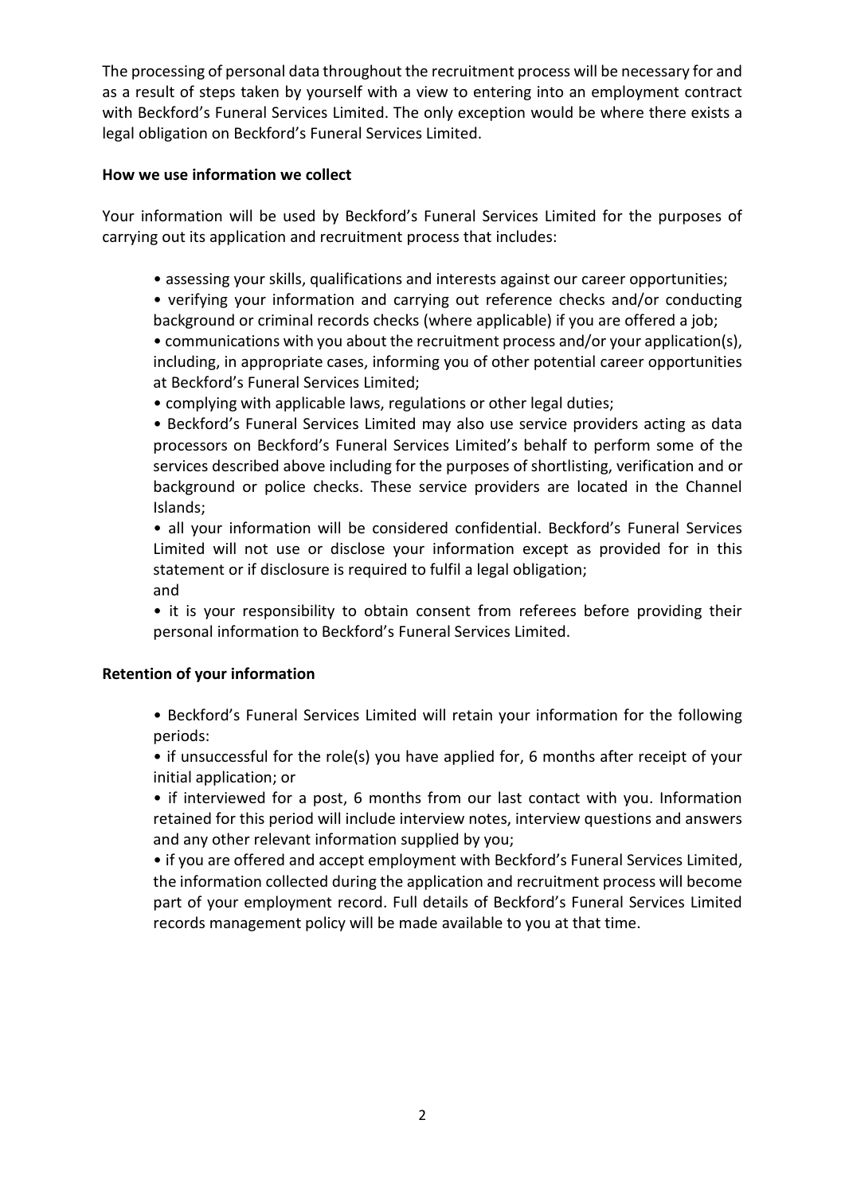The processing of personal data throughout the recruitment process will be necessary for and as a result of steps taken by yourself with a view to entering into an employment contract with Beckford's Funeral Services Limited. The only exception would be where there exists a legal obligation on Beckford's Funeral Services Limited.

**How we use information we collect**

Your information will be used by Beckford's Funeral Services Limited for the purposes of carrying out its application and recruitment process that includes:

- assessing your skills, qualifications and interests against our career opportunities;
- verifying your information and carrying out reference checks and/or conducting background or criminal records checks (where applicable) if you are offered a job;
- communications with you about the recruitment process and/or your application(s), including, in appropriate cases, informing you of other potential career opportunities at Beckford's Funeral Services Limited;
- complying with applicable laws, regulations or other legal duties;
- Beckford's Funeral Services Limited may also use service providers acting as data processors on Beckford's Funeral Services Limited's behalf to perform some of the services described above including for the purposes of shortlisting, verification and or background or police checks. These service providers are located in the Channel Islands;
- all your information will be considered confidential. Beckford's Funeral Services Limited will not use or disclose your information except as provided for in this statement or if disclosure is required to fulfil a legal obligation;
  and
- it is your responsibility to obtain consent from referees before providing their personal information to Beckford's Funeral Services Limited.

**Retention of your information**

- Beckford's Funeral Services Limited will retain your information for the following periods:
- if unsuccessful for the role(s) you have applied for, 6 months after receipt of your initial application; or
- if interviewed for a post, 6 months from our last contact with you. Information retained for this period will include interview notes, interview questions and answers and any other relevant information supplied by you;
- if you are offered and accept employment with Beckford's Funeral Services Limited, the information collected during the application and recruitment process will become part of your employment record. Full details of Beckford's Funeral Services Limited records management policy will be made available to you at that time.